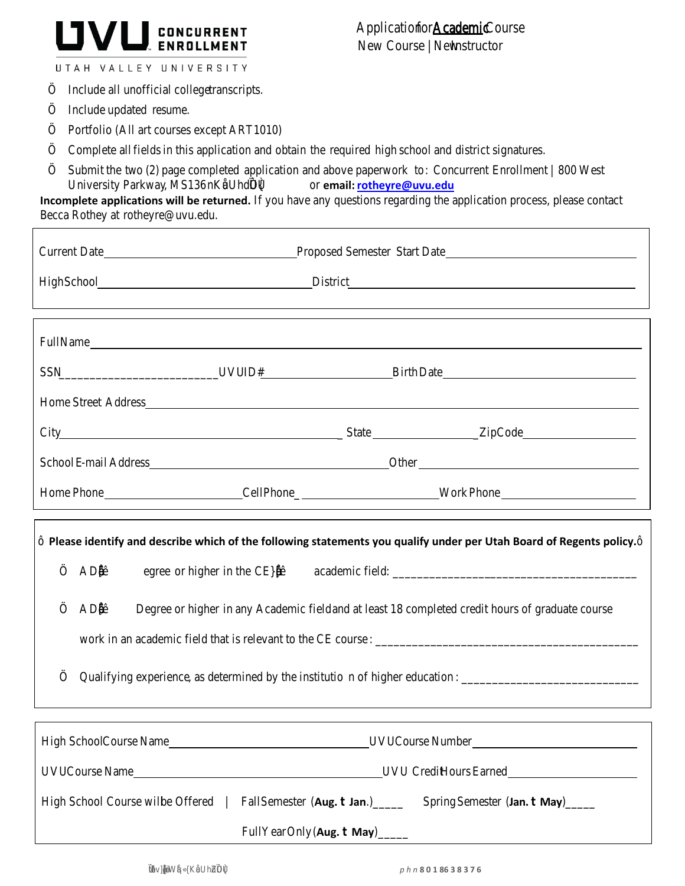UVU CONCURRENT ENROLLMENT
UTAH VALLEY UNIVERSITY

Application for Academic Course
New Course | New Instructor

- Include all unofficial college transcripts.
- Include updated resume.
- Portfolio (All art courses except ART 1010)
- Complete all fields in this application and obtain the required high school and district signatures.
- Submit the two (2) page completed application and above paperwork to: Concurrent Enrollment | 800 West University Parkway, MS136 or **email: rotheyre@uvu.edu**

**Incomplete applications will be returned.** If you have any questions regarding the application process, please contact Becca Rothey at rotheyre@uvu.edu.

Current Date________________ Proposed Semester Start Date________________

High School________________ District________________

Full Name________________

SSN________________ UVU ID#________________ Birth Date________________

Home Street Address________________

City________________ State________________ Zip Code________________

School E-mail Address________________ Other________________

Home Phone________________ Cell Phone________________ Work Phone________________

**Please identify and describe which of the following statements you qualify under per Utah Board of Regents policy.**

- A Master's degree or higher in the CE course's academic field: ________________
- A Master's Degree or higher in any Academic field and at least 18 completed credit hours of graduate course work in an academic field that is relevant to the CE course: ________________
- Qualifying experience, as determined by the institution of higher education: ________________

High School Course Name________________ UVU Course Number________________

UVU Course Name________________ UVU Credit Hours Earned________________

High School Course will be Offered | Fall Semester (**Aug. – Jan.**)_____ Spring Semester (**Jan. – May**)_____

Full Year Only (**Aug. – May**)_____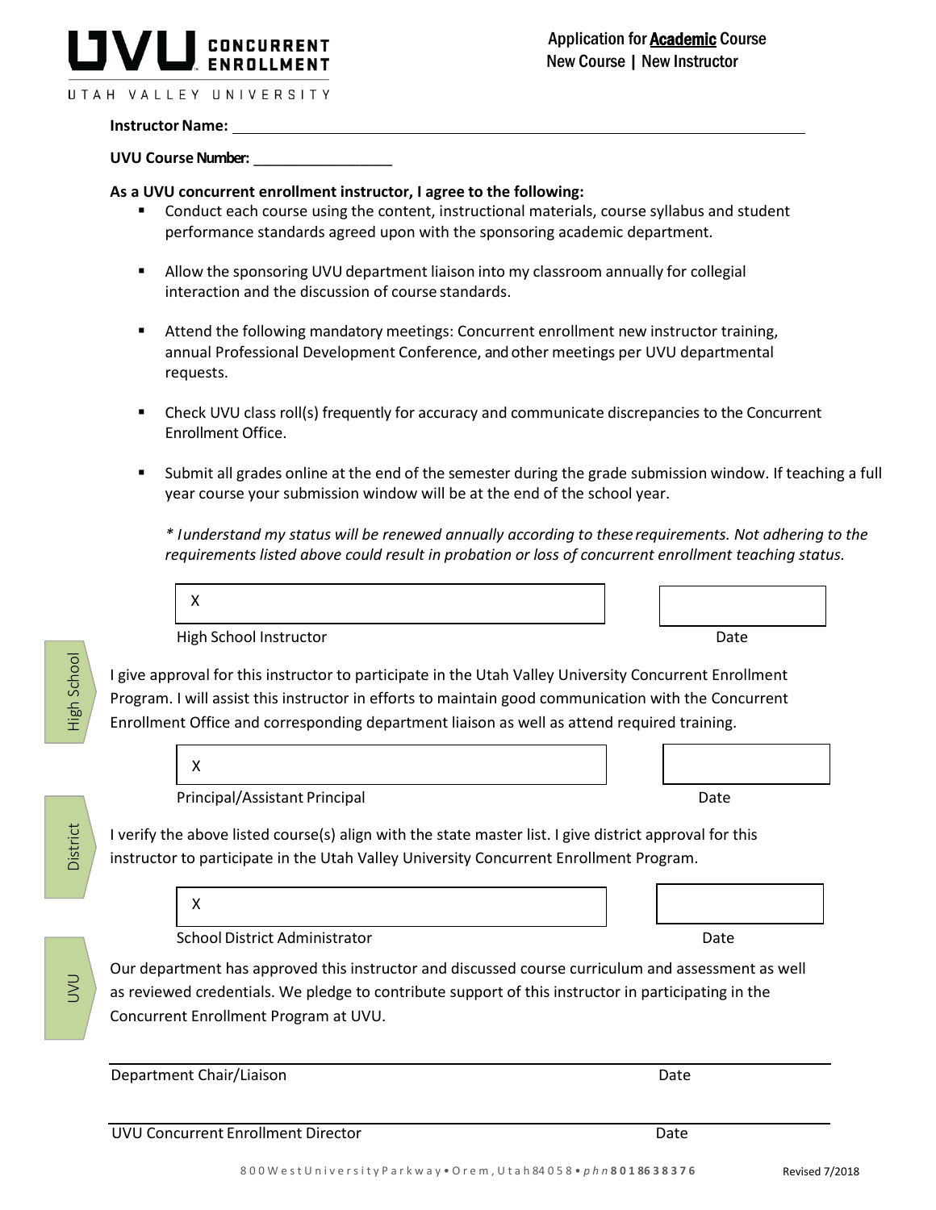UVU CONCURRENT ENROLLMENT
UTAH VALLEY UNIVERSITY

Application for **Academic** Course
New Course | New Instructor

**Instructor Name:** ______________________________________________

**UVU Course Number:** ________________

**As a UVU concurrent enrollment instructor, I agree to the following:**

- Conduct each course using the content, instructional materials, course syllabus and student performance standards agreed upon with the sponsoring academic department.
- Allow the sponsoring UVU department liaison into my classroom annually for collegial interaction and the discussion of course standards.
- Attend the following mandatory meetings: Concurrent enrollment new instructor training, annual Professional Development Conference, and other meetings per UVU departmental requests.
- Check UVU class roll(s) frequently for accuracy and communicate discrepancies to the Concurrent Enrollment Office.
- Submit all grades online at the end of the semester during the grade submission window. If teaching a full year course your submission window will be at the end of the school year.

  *\* I understand my status will be renewed annually according to these requirements. Not adhering to the requirements listed above could result in probation or loss of concurrent enrollment teaching status.*

X ______________________________ ____________
High School Instructor Date

**High School**

I give approval for this instructor to participate in the Utah Valley University Concurrent Enrollment Program. I will assist this instructor in efforts to maintain good communication with the Concurrent Enrollment Office and corresponding department liaison as well as attend required training.

X ______________________________ ____________
Principal/Assistant Principal Date

**District**

I verify the above listed course(s) align with the state master list. I give district approval for this instructor to participate in the Utah Valley University Concurrent Enrollment Program.

X ______________________________ ____________
School District Administrator Date

**UVU**

Our department has approved this instructor and discussed course curriculum and assessment as well as reviewed credentials. We pledge to contribute support of this instructor in participating in the Concurrent Enrollment Program at UVU.

______________________________________________
Department Chair/Liaison Date

______________________________________________
UVU Concurrent Enrollment Director Date

800 West University Parkway • Orem, Utah 84058 • *phn* **8018638376**

Revised 7/2018